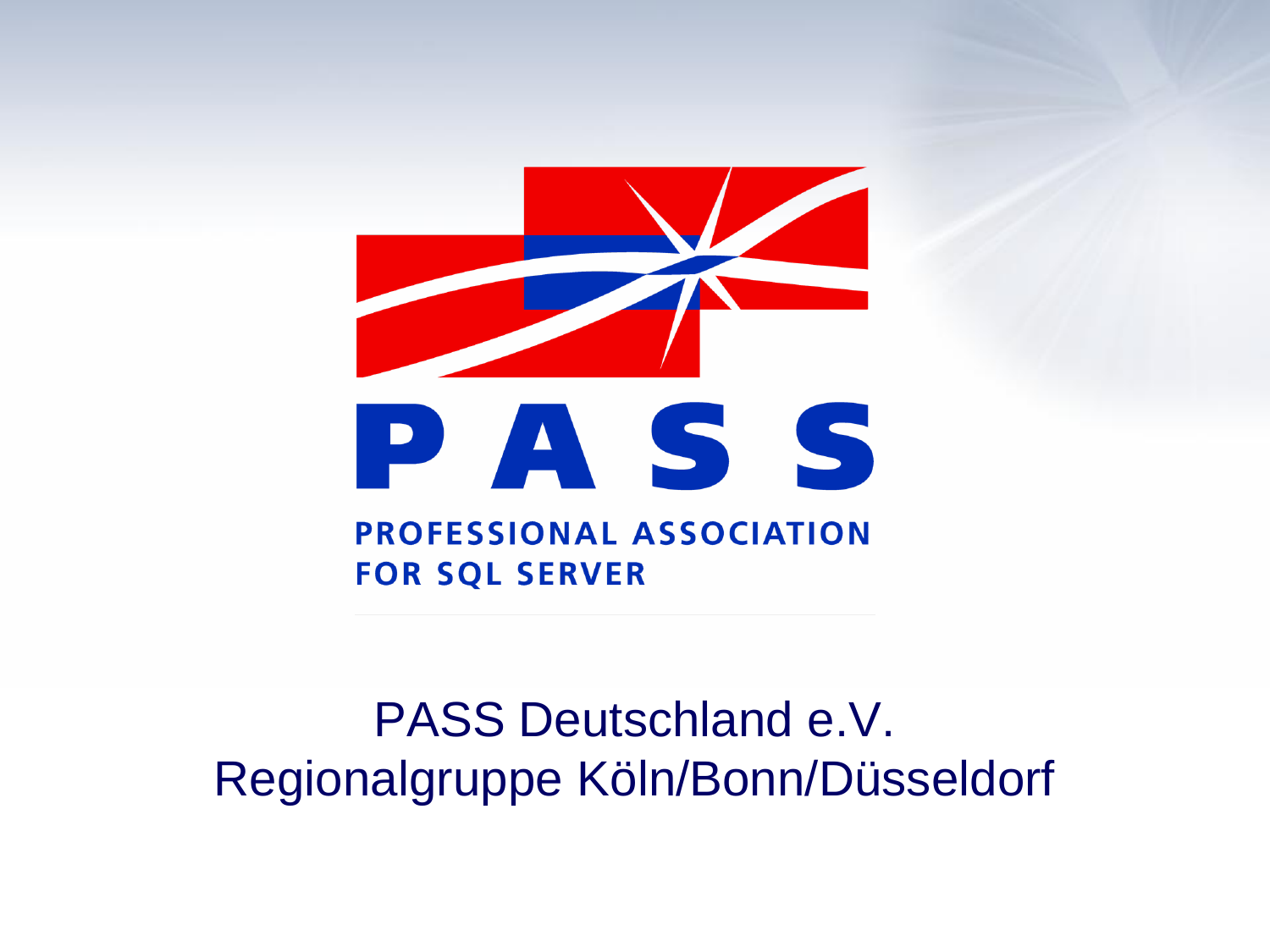# PASS

PROFESSIONAL ASSOCIATION FOR SQL SERVER

PASS Deutschland e.V.
Regionalgruppe Köln/Bonn/Düsseldorf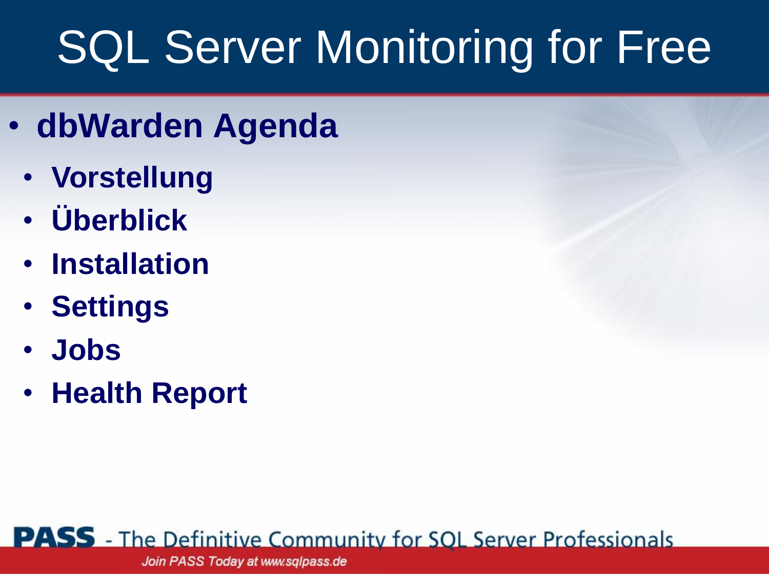# SQL Server Monitoring for Free

- **dbWarden Agenda**
  - **Vorstellung**
  - **Überblick**
  - **Installation**
  - **Settings**
  - **Jobs**
  - **Health Report**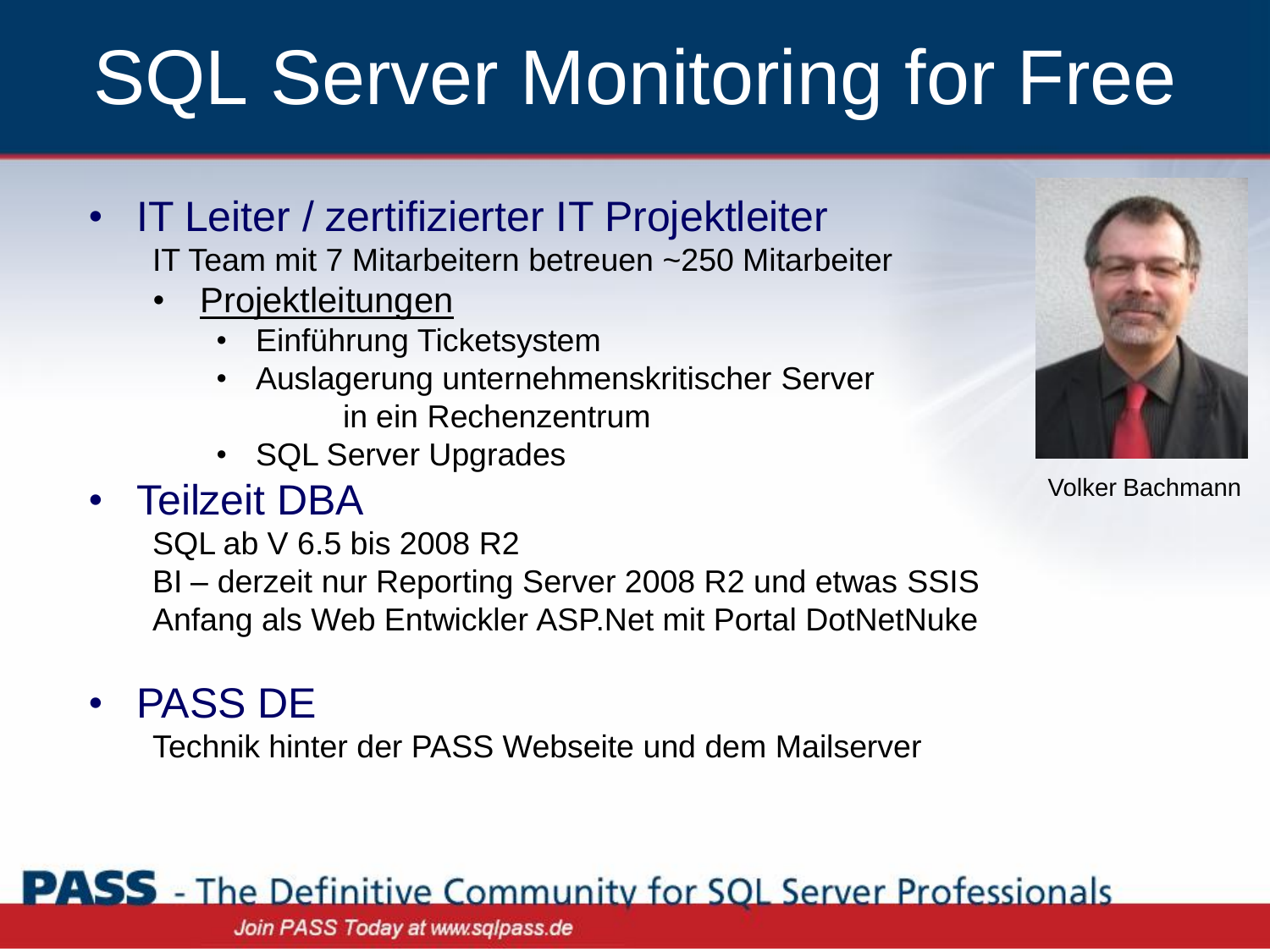# SQL Server Monitoring for Free

- IT Leiter / zertifizierter IT Projektleiter
  IT Team mit 7 Mitarbeitern betreuen ~250 Mitarbeiter
  - Projektleitungen
    - Einführung Ticketsystem
    - Auslagerung unternehmenskritischer Server in ein Rechenzentrum
    - SQL Server Upgrades
- Teilzeit DBA
  SQL ab V 6.5 bis 2008 R2
  BI – derzeit nur Reporting Server 2008 R2 und etwas SSIS
  Anfang als Web Entwickler ASP.Net mit Portal DotNetNuke
- PASS DE
  Technik hinter der PASS Webseite und dem Mailserver

Volker Bachmann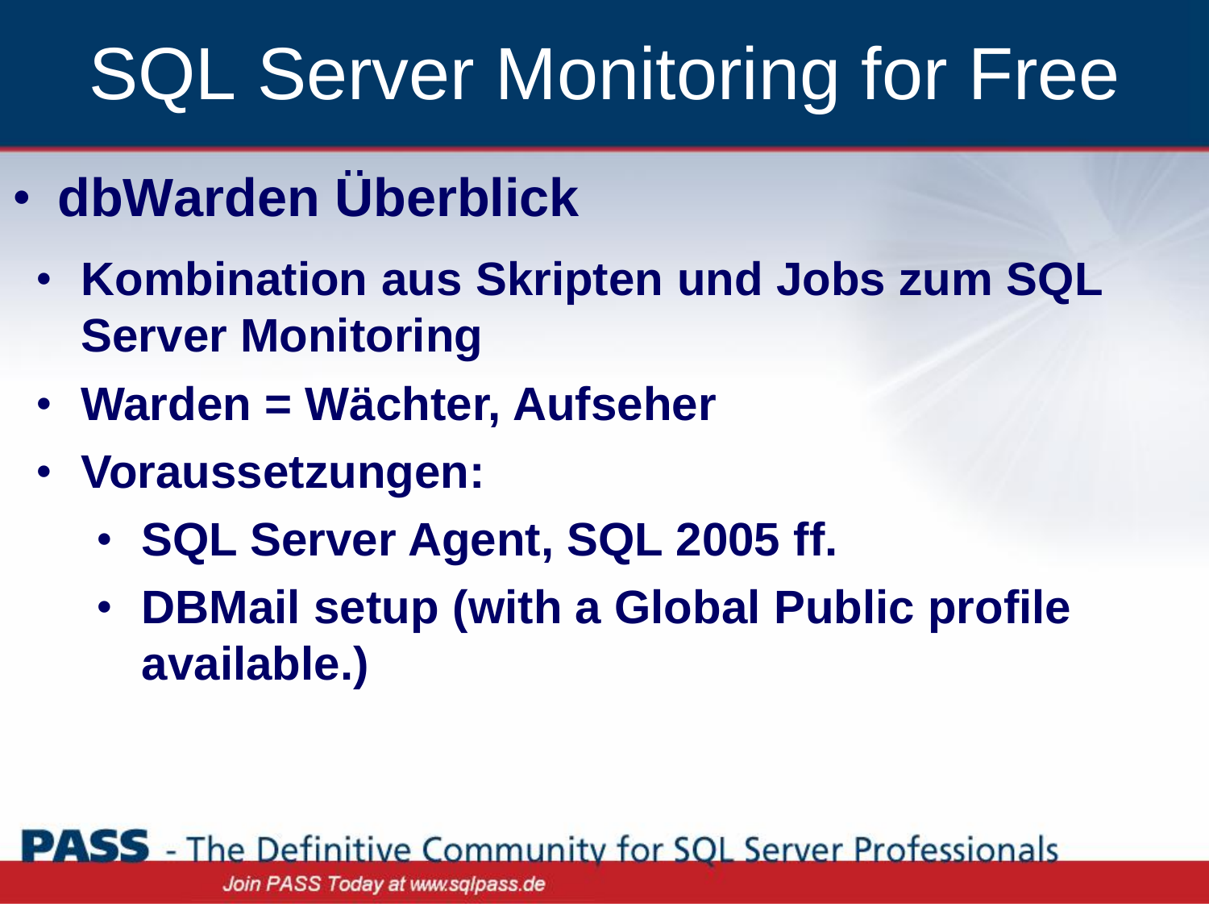# SQL Server Monitoring for Free

- **dbWarden Überblick**
  - **Kombination aus Skripten und Jobs zum SQL Server Monitoring**
  - **Warden = Wächter, Aufseher**
  - **Voraussetzungen:**
    - **SQL Server Agent, SQL 2005 ff.**
    - **DBMail setup (with a Global Public profile available.)**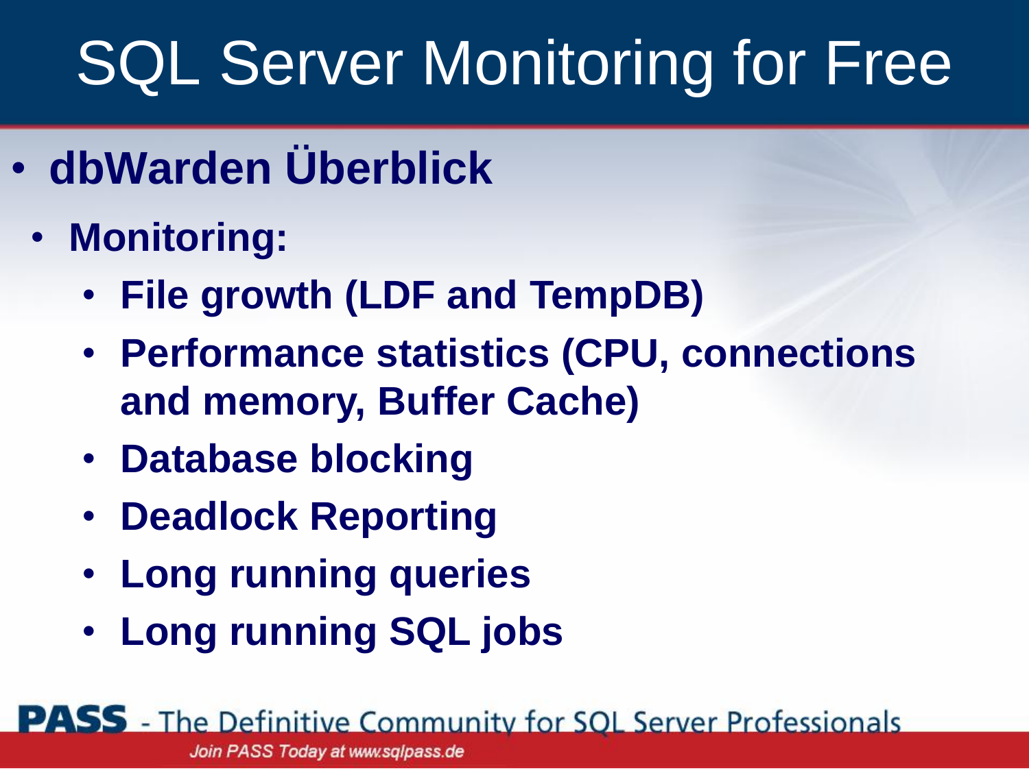# SQL Server Monitoring for Free

- **dbWarden Überblick**
  - **Monitoring:**
    - **File growth (LDF and TempDB)**
    - **Performance statistics (CPU, connections and memory, Buffer Cache)**
    - **Database blocking**
    - **Deadlock Reporting**
    - **Long running queries**
    - **Long running SQL jobs**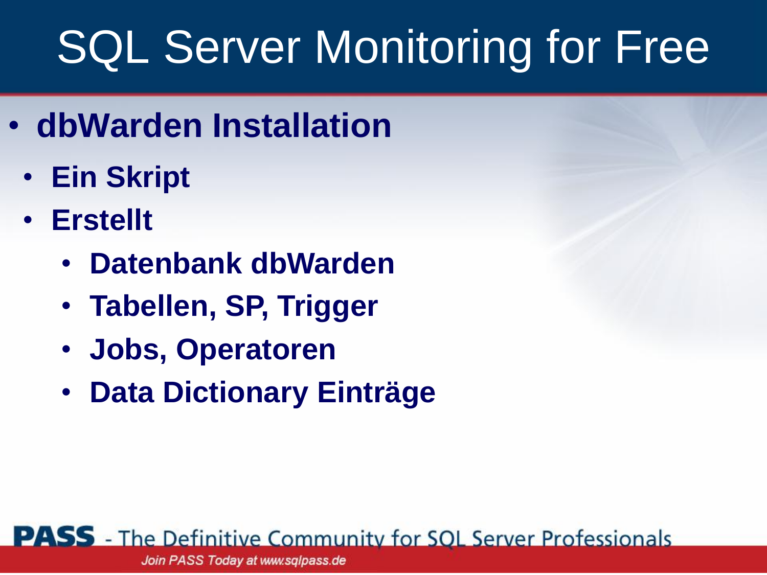# SQL Server Monitoring for Free

- **dbWarden Installation**
  - **Ein Skript**
  - **Erstellt**
    - **Datenbank dbWarden**
    - **Tabellen, SP, Trigger**
    - **Jobs, Operatoren**
    - **Data Dictionary Einträge**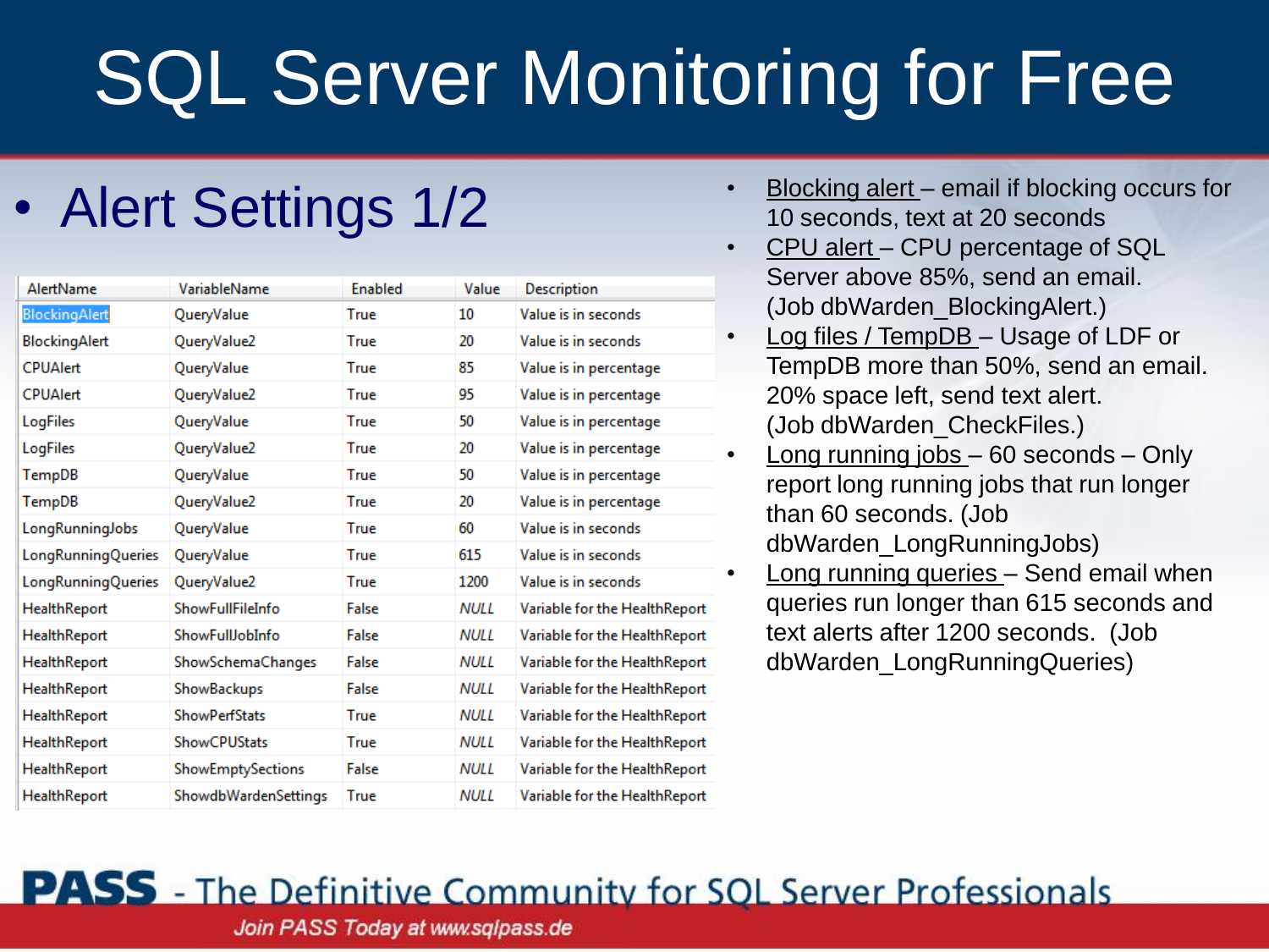# SQL Server Monitoring for Free

- Alert Settings 1/2

| AlertName | VariableName | Enabled | Value | Description |
|---|---|---|---|---|
| BlockingAlert | QueryValue | True | 10 | Value is in seconds |
| BlockingAlert | QueryValue2 | True | 20 | Value is in seconds |
| CPUAlert | QueryValue | True | 85 | Value is in percentage |
| CPUAlert | QueryValue2 | True | 95 | Value is in percentage |
| LogFiles | QueryValue | True | 50 | Value is in percentage |
| LogFiles | QueryValue2 | True | 20 | Value is in percentage |
| TempDB | QueryValue | True | 50 | Value is in percentage |
| TempDB | QueryValue2 | True | 20 | Value is in percentage |
| LongRunningJobs | QueryValue | True | 60 | Value is in seconds |
| LongRunningQueries | QueryValue | True | 615 | Value is in seconds |
| LongRunningQueries | QueryValue2 | True | 1200 | Value is in seconds |
| HealthReport | ShowFullFileInfo | False | NULL | Variable for the HealthReport |
| HealthReport | ShowFullJobInfo | False | NULL | Variable for the HealthReport |
| HealthReport | ShowSchemaChanges | False | NULL | Variable for the HealthReport |
| HealthReport | ShowBackups | False | NULL | Variable for the HealthReport |
| HealthReport | ShowPerfStats | True | NULL | Variable for the HealthReport |
| HealthReport | ShowCPUStats | True | NULL | Variable for the HealthReport |
| HealthReport | ShowEmptySections | False | NULL | Variable for the HealthReport |
| HealthReport | ShowdbWardenSettings | True | NULL | Variable for the HealthReport |

- Blocking alert – email if blocking occurs for 10 seconds, text at 20 seconds
- CPU alert – CPU percentage of SQL Server above 85%, send an email. (Job dbWarden_BlockingAlert.)
- Log files / TempDB – Usage of LDF or TempDB more than 50%, send an email. 20% space left, send text alert. (Job dbWarden_CheckFiles.)
- Long running jobs – 60 seconds – Only report long running jobs that run longer than 60 seconds. (Job dbWarden_LongRunningJobs)
- Long running queries – Send email when queries run longer than 615 seconds and text alerts after 1200 seconds. (Job dbWarden_LongRunningQueries)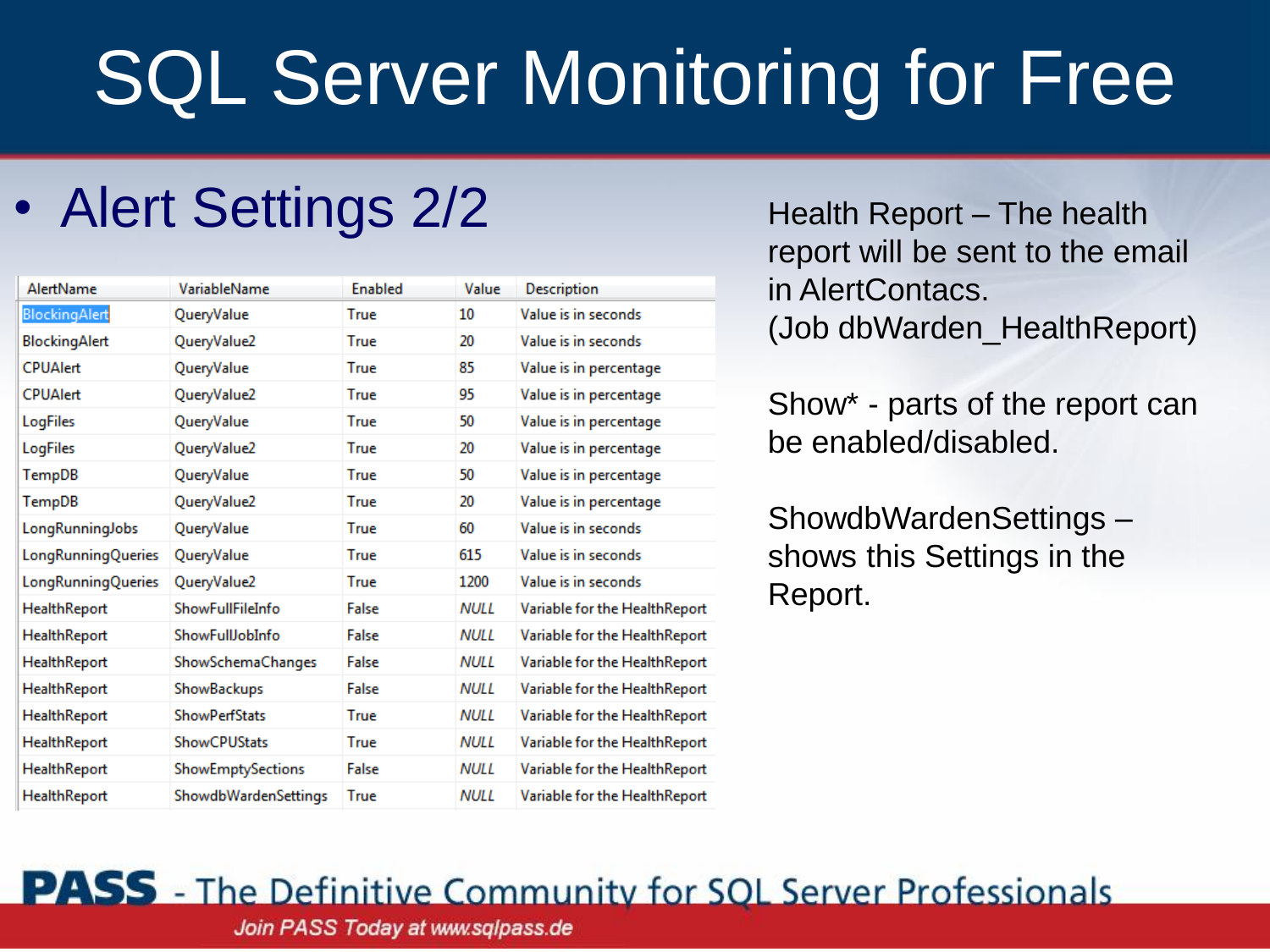# SQL Server Monitoring for Free

- Alert Settings 2/2

| AlertName | VariableName | Enabled | Value | Description |
|---|---|---|---|---|
| BlockingAlert | QueryValue | True | 10 | Value is in seconds |
| BlockingAlert | QueryValue2 | True | 20 | Value is in seconds |
| CPUAlert | QueryValue | True | 85 | Value is in percentage |
| CPUAlert | QueryValue2 | True | 95 | Value is in percentage |
| LogFiles | QueryValue | True | 50 | Value is in percentage |
| LogFiles | QueryValue2 | True | 20 | Value is in percentage |
| TempDB | QueryValue | True | 50 | Value is in percentage |
| TempDB | QueryValue2 | True | 20 | Value is in percentage |
| LongRunningJobs | QueryValue | True | 60 | Value is in seconds |
| LongRunningQueries | QueryValue | True | 615 | Value is in seconds |
| LongRunningQueries | QueryValue2 | True | 1200 | Value is in seconds |
| HealthReport | ShowFullFileInfo | False | NULL | Variable for the HealthReport |
| HealthReport | ShowFullJobInfo | False | NULL | Variable for the HealthReport |
| HealthReport | ShowSchemaChanges | False | NULL | Variable for the HealthReport |
| HealthReport | ShowBackups | False | NULL | Variable for the HealthReport |
| HealthReport | ShowPerfStats | True | NULL | Variable for the HealthReport |
| HealthReport | ShowCPUStats | True | NULL | Variable for the HealthReport |
| HealthReport | ShowEmptySections | False | NULL | Variable for the HealthReport |
| HealthReport | ShowdbWardenSettings | True | NULL | Variable for the HealthReport |

Health Report – The health report will be sent to the email in AlertContacs. (Job dbWarden_HealthReport)

Show* - parts of the report can be enabled/disabled.

ShowdbWardenSettings – shows this Settings in the Report.

**PASS** - The Definitive Community for SQL Server Professionals

*Join PASS Today at www.sqlpass.de*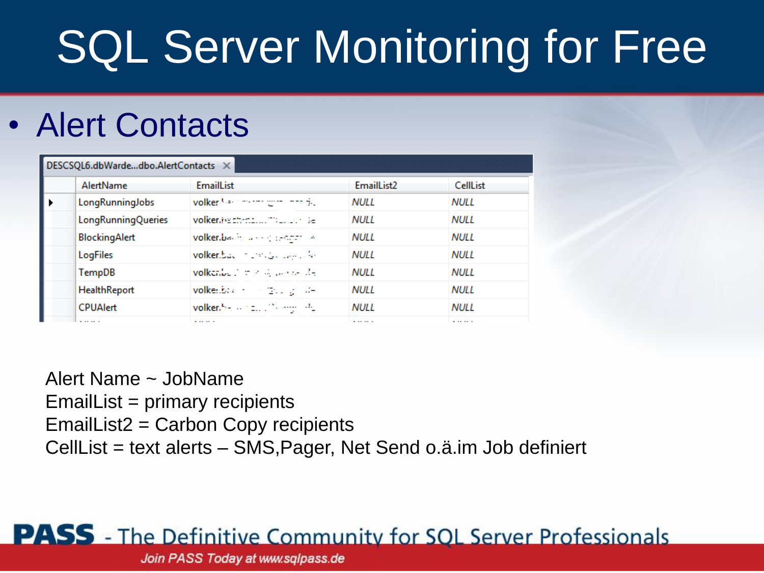# SQL Server Monitoring for Free

- Alert Contacts

DESCSQL6.dbWarde...dbo.AlertContacts

| AlertName | EmailList | EmailList2 | CellList |
|---|---|---|---|
| LongRunningJobs | volker... | NULL | NULL |
| LongRunningQueries | volker... | NULL | NULL |
| BlockingAlert | volker... | NULL | NULL |
| LogFiles | volker... | NULL | NULL |
| TempDB | volker... | NULL | NULL |
| HealthReport | volker... | NULL | NULL |
| CPUAlert | volker... | NULL | NULL |

Alert Name ~ JobName
EmailList = primary recipients
EmailList2 = Carbon Copy recipients
CellList = text alerts – SMS,Pager, Net Send o.ä.im Job definiert

**PASS** - The Definitive Community for SQL Server Professionals

*Join PASS Today at www.sqlpass.de*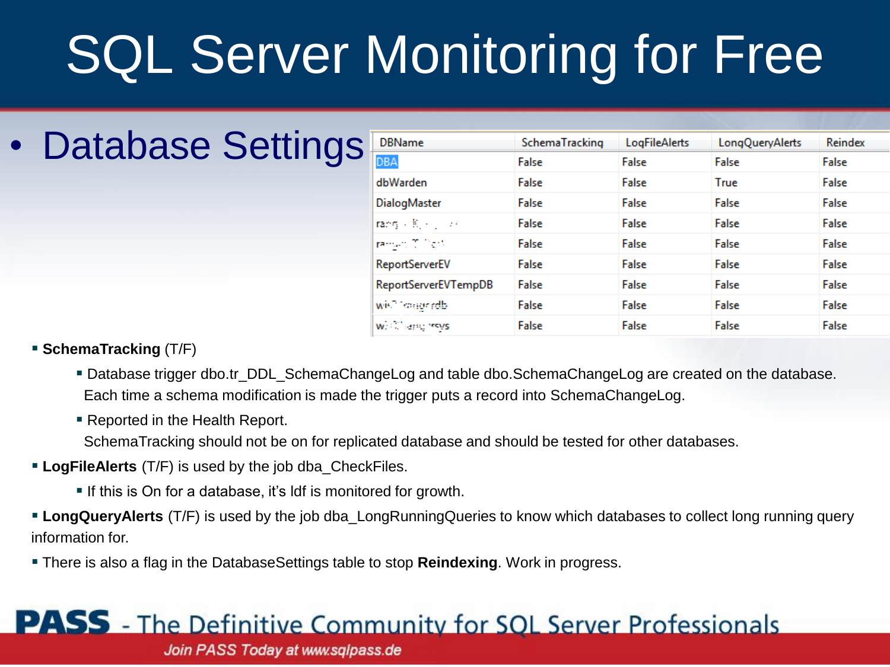# SQL Server Monitoring for Free

- Database Settings

| DBName | SchemaTracking | LogFileAlerts | LongQueryAlerts | Reindex |
| --- | --- | --- | --- | --- |
| DBA | False | False | False | False |
| dbWarden | False | False | True | False |
| DialogMaster | False | False | False | False |
| ra... | False | False | False | False |
| ra... | False | False | False | False |
| ReportServerEV | False | False | False | False |
| ReportServerEVTempDB | False | False | False | False |
| wi...db | False | False | False | False |
| w...sys | False | False | False | False |

- **SchemaTracking** (T/F)
  - Database trigger dbo.tr_DDL_SchemaChangeLog and table dbo.SchemaChangeLog are created on the database. Each time a schema modification is made the trigger puts a record into SchemaChangeLog.
  - Reported in the Health Report.
    SchemaTracking should not be on for replicated database and should be tested for other databases.
- **LogFileAlerts** (T/F) is used by the job dba_CheckFiles.
  - If this is On for a database, it's ldf is monitored for growth.
- **LongQueryAlerts** (T/F) is used by the job dba_LongRunningQueries to know which databases to collect long running query information for.
- There is also a flag in the DatabaseSettings table to stop **Reindexing**. Work in progress.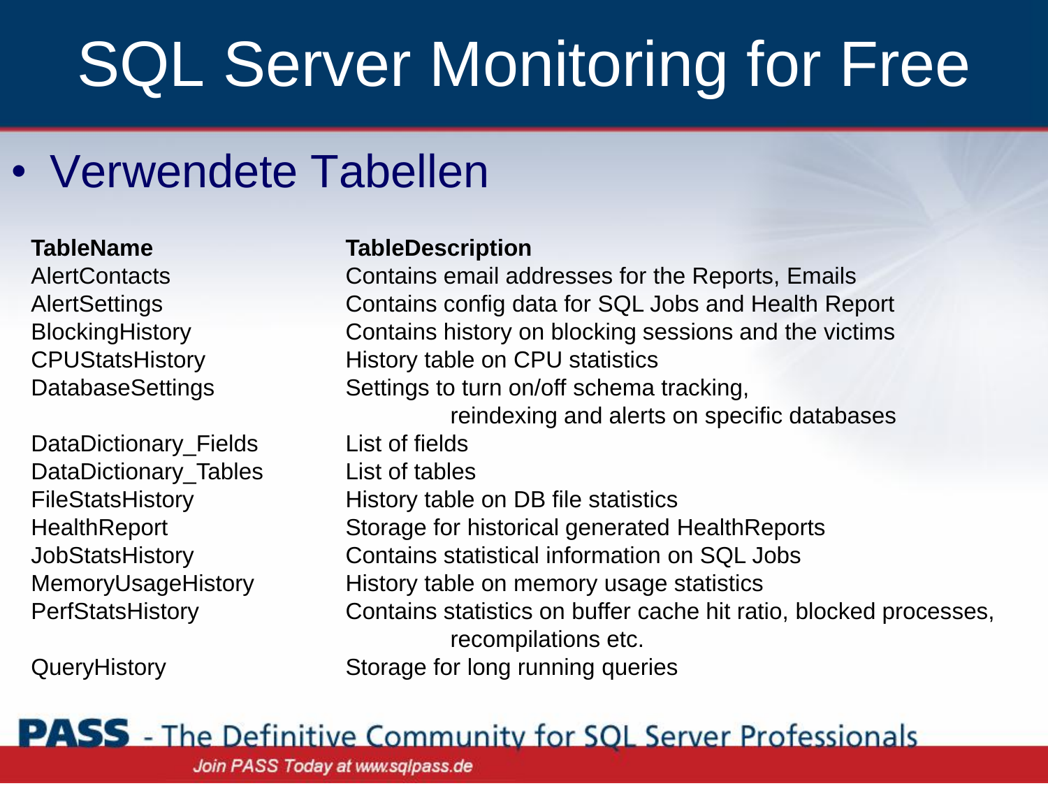# SQL Server Monitoring for Free

- Verwendete Tabellen

| TableName | TableDescription |
| --- | --- |
| AlertContacts | Contains email addresses for the Reports, Emails |
| AlertSettings | Contains config data for SQL Jobs and Health Report |
| BlockingHistory | Contains history on blocking sessions and the victims |
| CPUStatsHistory | History table on CPU statistics |
| DatabaseSettings | Settings to turn on/off schema tracking, reindexing and alerts on specific databases |
| DataDictionary_Fields | List of fields |
| DataDictionary_Tables | List of tables |
| FileStatsHistory | History table on DB file statistics |
| HealthReport | Storage for historical generated HealthReports |
| JobStatsHistory | Contains statistical information on SQL Jobs |
| MemoryUsageHistory | History table on memory usage statistics |
| PerfStatsHistory | Contains statistics on buffer cache hit ratio, blocked processes, recompilations etc. |
| QueryHistory | Storage for long running queries |

**PASS** - The Definitive Community for SQL Server Professionals

*Join PASS Today at www.sqlpass.de*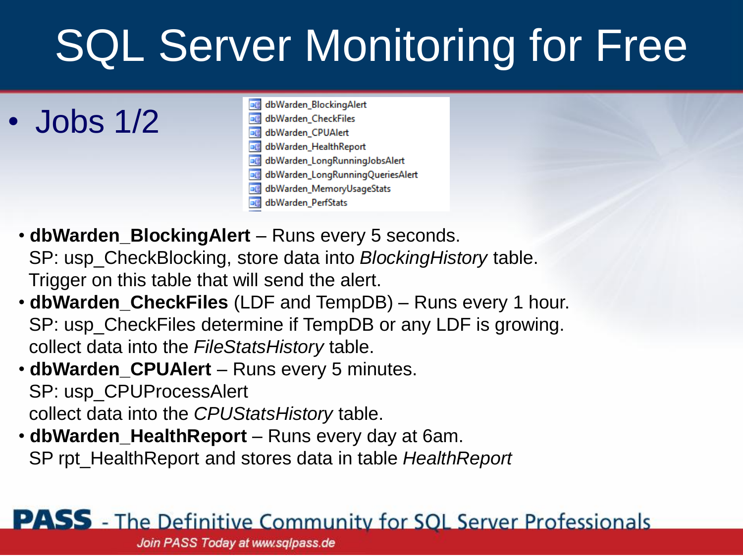# SQL Server Monitoring for Free

- Jobs 1/2

dbWarden_BlockingAlert
dbWarden_CheckFiles
dbWarden_CPUAlert
dbWarden_HealthReport
dbWarden_LongRunningJobsAlert
dbWarden_LongRunningQueriesAlert
dbWarden_MemoryUsageStats
dbWarden_PerfStats

- **dbWarden_BlockingAlert** – Runs every 5 seconds.
  SP: usp_CheckBlocking, store data into *BlockingHistory* table.
  Trigger on this table that will send the alert.
- **dbWarden_CheckFiles** (LDF and TempDB) – Runs every 1 hour.
  SP: usp_CheckFiles determine if TempDB or any LDF is growing.
  collect data into the *FileStatsHistory* table.
- **dbWarden_CPUAlert** – Runs every 5 minutes.
  SP: usp_CPUProcessAlert
  collect data into the *CPUStatsHistory* table.
- **dbWarden_HealthReport** – Runs every day at 6am.
  SP rpt_HealthReport and stores data in table *HealthReport*

**PASS** - The Definitive Community for SQL Server Professionals

*Join PASS Today at www.sqlpass.de*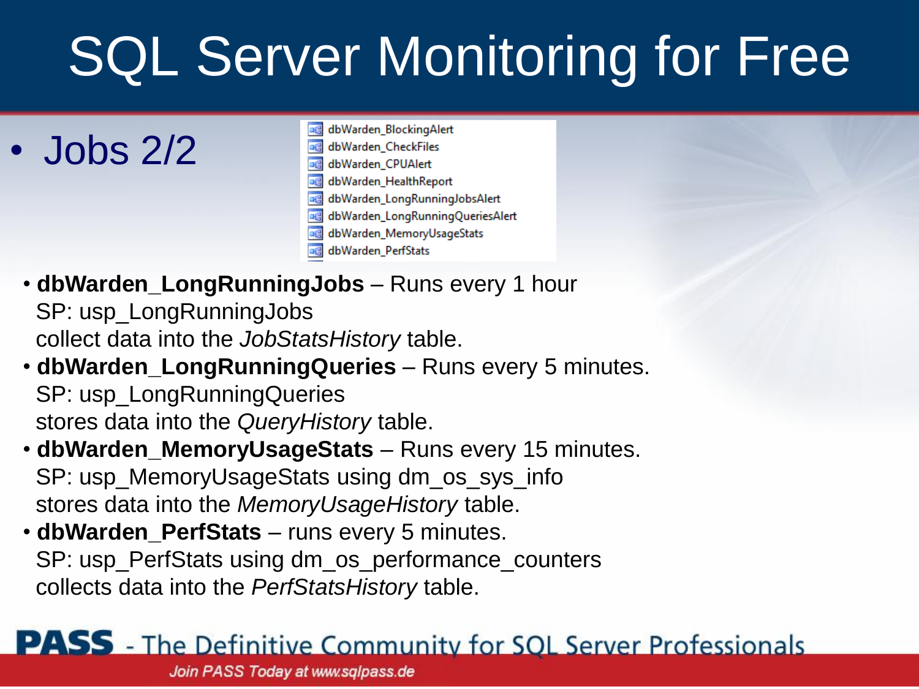# SQL Server Monitoring for Free

- Jobs 2/2

dbWarden_BlockingAlert
dbWarden_CheckFiles
dbWarden_CPUAlert
dbWarden_HealthReport
dbWarden_LongRunningJobsAlert
dbWarden_LongRunningQueriesAlert
dbWarden_MemoryUsageStats
dbWarden_PerfStats

- **dbWarden_LongRunningJobs** – Runs every 1 hour
  SP: usp_LongRunningJobs
  collect data into the *JobStatsHistory* table.
- **dbWarden_LongRunningQueries** – Runs every 5 minutes.
  SP: usp_LongRunningQueries
  stores data into the *QueryHistory* table.
- **dbWarden_MemoryUsageStats** – Runs every 15 minutes.
  SP: usp_MemoryUsageStats using dm_os_sys_info
  stores data into the *MemoryUsageHistory* table.
- **dbWarden_PerfStats** – runs every 5 minutes.
  SP: usp_PerfStats using dm_os_performance_counters
  collects data into the *PerfStatsHistory* table.

**PASS** - The Definitive Community for SQL Server Professionals

*Join PASS Today at www.sqlpass.de*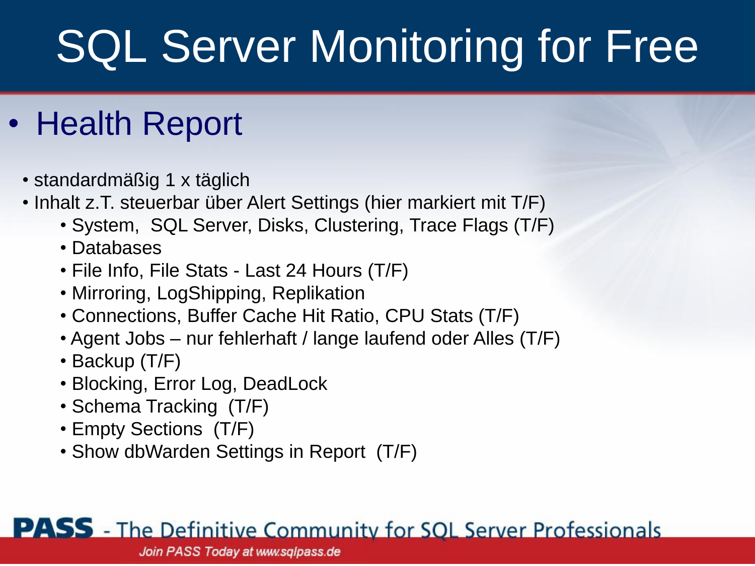# SQL Server Monitoring for Free

- Health Report

  - standardmäßig 1 x täglich
  - Inhalt z.T. steuerbar über Alert Settings (hier markiert mit T/F)
    - System, SQL Server, Disks, Clustering, Trace Flags (T/F)
    - Databases
    - File Info, File Stats - Last 24 Hours (T/F)
    - Mirroring, LogShipping, Replikation
    - Connections, Buffer Cache Hit Ratio, CPU Stats (T/F)
    - Agent Jobs – nur fehlerhaft / lange laufend oder Alles (T/F)
    - Backup (T/F)
    - Blocking, Error Log, DeadLock
    - Schema Tracking (T/F)
    - Empty Sections (T/F)
    - Show dbWarden Settings in Report (T/F)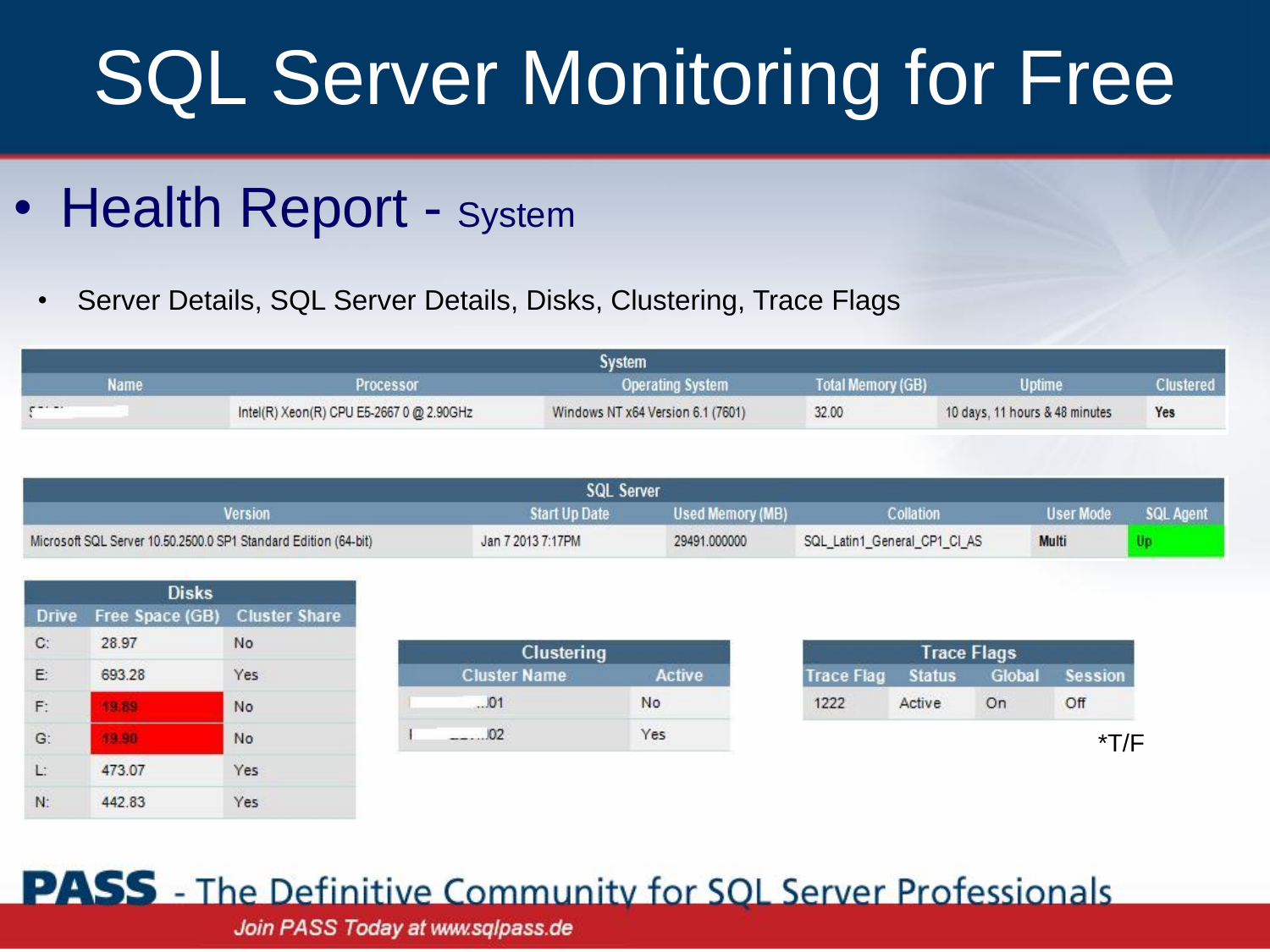# SQL Server Monitoring for Free

## Health Report - System

- Server Details, SQL Server Details, Disks, Clustering, Trace Flags

| System | | | | | |
|---|---|---|---|---|---|
| Name | Processor | Operating System | Total Memory (GB) | Uptime | Clustered |
| | Intel(R) Xeon(R) CPU E5-2667 0 @ 2.90GHz | Windows NT x64 Version 6.1 (7601) | 32.00 | 10 days, 11 hours & 48 minutes | Yes |

| SQL Server | | | | | |
|---|---|---|---|---|---|
| Version | Start Up Date | Used Memory (MB) | Collation | User Mode | SQL Agent |
| Microsoft SQL Server 10.50.2500.0 SP1 Standard Edition (64-bit) | Jan 7 2013 7:17PM | 29491.000000 | SQL_Latin1_General_CP1_CI_AS | Multi | Up |

| Disks | | |
|---|---|---|
| Drive | Free Space (GB) | Cluster Share |
| C: | 28.97 | No |
| E: | 693.28 | Yes |
| F: | 19.89 | No |
| G: | 19.90 | No |
| L: | 473.07 | Yes |
| N: | 442.83 | Yes |

| Clustering | |
|---|---|
| Cluster Name | Active |
| ...01 | No |
| ...02 | Yes |

| Trace Flags | | | |
|---|---|---|---|
| Trace Flag | Status | Global | Session |
| 1222 | Active | On | Off |

*T/F

**PASS** - The Definitive Community for SQL Server Professionals

*Join PASS Today at www.sqlpass.de*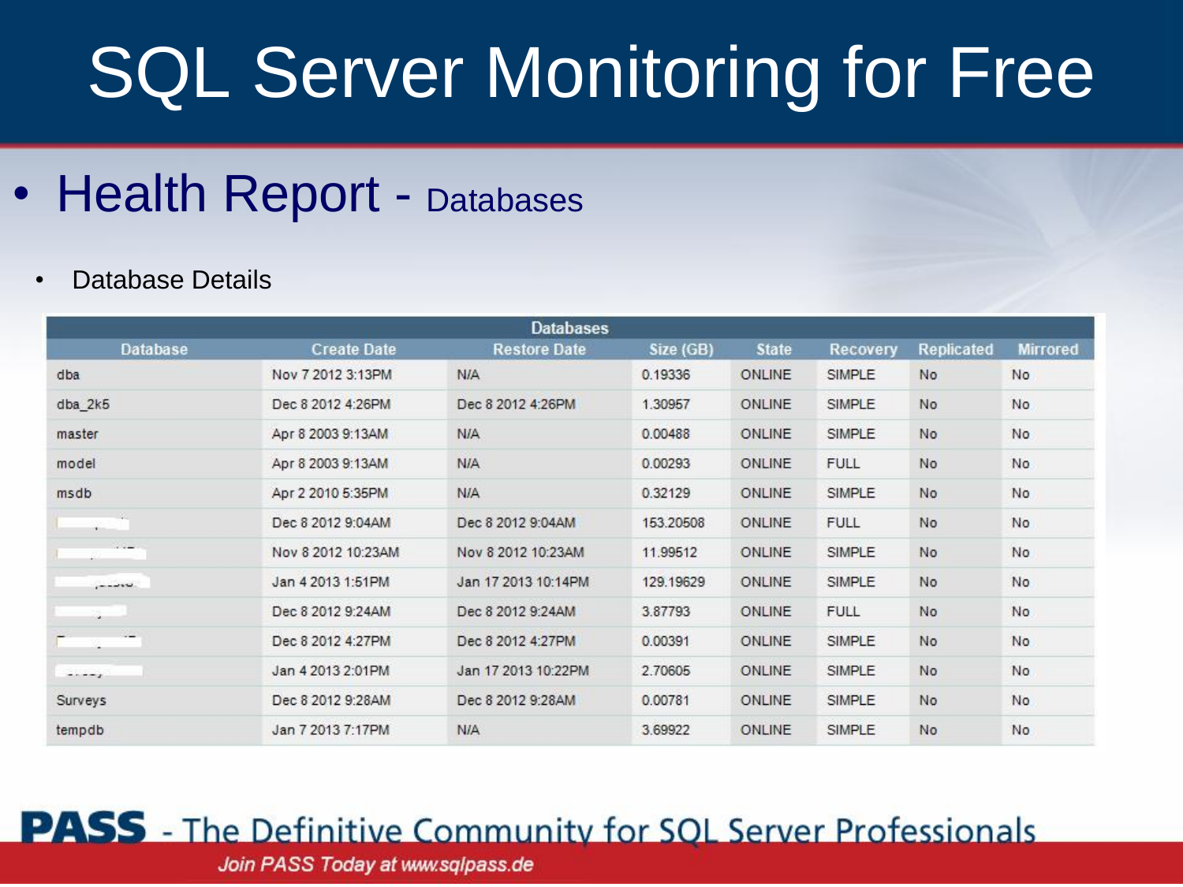# SQL Server Monitoring for Free

- Health Report - Databases
  - Database Details

| Databases | | | | | | | |
|---|---|---|---|---|---|---|---|
| Database | Create Date | Restore Date | Size (GB) | State | Recovery | Replicated | Mirrored |
| dba | Nov 7 2012 3:13PM | N/A | 0.19336 | ONLINE | SIMPLE | No | No |
| dba_2k5 | Dec 8 2012 4:26PM | Dec 8 2012 4:26PM | 1.30957 | ONLINE | SIMPLE | No | No |
| master | Apr 8 2003 9:13AM | N/A | 0.00488 | ONLINE | SIMPLE | No | No |
| model | Apr 8 2003 9:13AM | N/A | 0.00293 | ONLINE | FULL | No | No |
| msdb | Apr 2 2010 5:35PM | N/A | 0.32129 | ONLINE | SIMPLE | No | No |
| | Dec 8 2012 9:04AM | Dec 8 2012 9:04AM | 153.20508 | ONLINE | FULL | No | No |
| | Nov 8 2012 10:23AM | Nov 8 2012 10:23AM | 11.99512 | ONLINE | SIMPLE | No | No |
| | Jan 4 2013 1:51PM | Jan 17 2013 10:14PM | 129.19629 | ONLINE | SIMPLE | No | No |
| | Dec 8 2012 9:24AM | Dec 8 2012 9:24AM | 3.87793 | ONLINE | FULL | No | No |
| | Dec 8 2012 4:27PM | Dec 8 2012 4:27PM | 0.00391 | ONLINE | SIMPLE | No | No |
| | Jan 4 2013 2:01PM | Jan 17 2013 10:22PM | 2.70605 | ONLINE | SIMPLE | No | No |
| Surveys | Dec 8 2012 9:28AM | Dec 8 2012 9:28AM | 0.00781 | ONLINE | SIMPLE | No | No |
| tempdb | Jan 7 2013 7:17PM | N/A | 3.69922 | ONLINE | SIMPLE | No | No |

**PASS** - The Definitive Community for SQL Server Professionals

*Join PASS Today at www.sqlpass.de*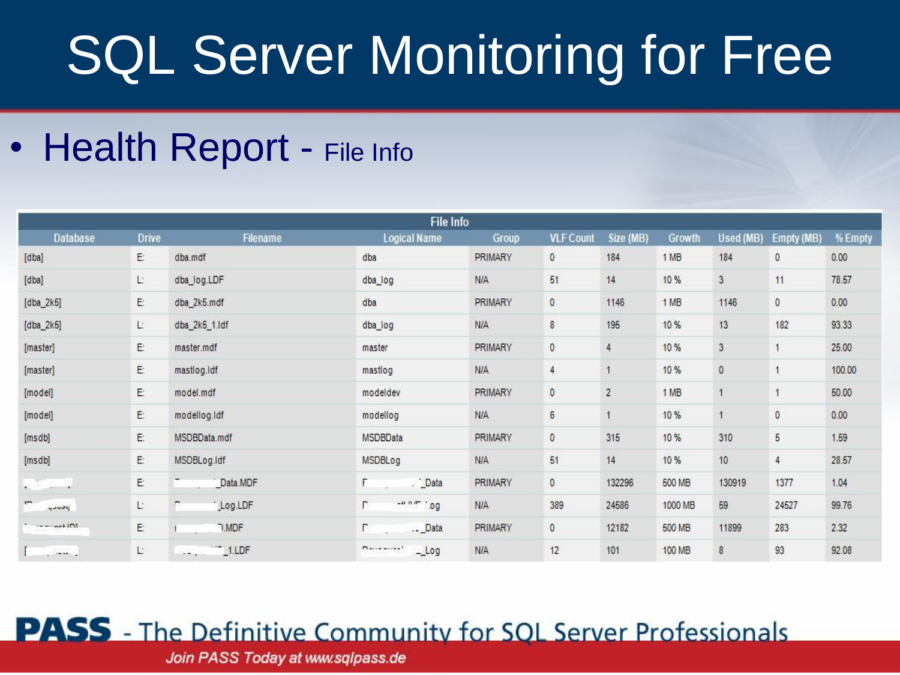# SQL Server Monitoring for Free

- Health Report - File Info

| File Info | | | | | | | | | | |
|---|---|---|---|---|---|---|---|---|---|---|
| Database | Drive | Filename | Logical Name | Group | VLF Count | Size (MB) | Growth | Used (MB) | Empty (MB) | % Empty |
| [dba] | E: | dba.mdf | dba | PRIMARY | 0 | 184 | 1 MB | 184 | 0 | 0.00 |
| [dba] | L: | dba_log.LDF | dba_log | N/A | 51 | 14 | 10 % | 3 | 11 | 78.57 |
| [dba_2k5] | E: | dba_2k5.mdf | dba | PRIMARY | 0 | 1146 | 1 MB | 1146 | 0 | 0.00 |
| [dba_2k5] | L: | dba_2k5_1.ldf | dba_log | N/A | 8 | 195 | 10 % | 13 | 182 | 93.33 |
| [master] | E: | master.mdf | master | PRIMARY | 0 | 4 | 10 % | 3 | 1 | 25.00 |
| [master] | E: | mastlog.ldf | mastlog | N/A | 4 | 1 | 10 % | 0 | 1 | 100.00 |
| [model] | E: | model.mdf | modeldev | PRIMARY | 0 | 2 | 1 MB | 1 | 1 | 50.00 |
| [model] | E: | modellog.ldf | modellog | N/A | 6 | 1 | 10 % | 1 | 0 | 0.00 |
| [msdb] | E: | MSDBData.mdf | MSDBData | PRIMARY | 0 | 315 | 10 % | 310 | 5 | 1.59 |
| [msdb] | E: | MSDBLog.ldf | MSDBLog | N/A | 51 | 14 | 10 % | 10 | 4 | 28.57 |
| | E: | _Data.MDF | _Data | PRIMARY | 0 | 132296 | 500 MB | 130919 | 1377 | 1.04 |
| | L: | _Log.LDF | _Log | N/A | 389 | 24586 | 1000 MB | 59 | 24527 | 99.76 |
| | E: | .MDF | _Data | PRIMARY | 0 | 12182 | 500 MB | 11899 | 283 | 2.32 |
| | L: | _1.LDF | _Log | N/A | 12 | 101 | 100 MB | 8 | 93 | 92.08 |

**PASS** - The Definitive Community for SQL Server Professionals

*Join PASS Today at www.sqlpass.de*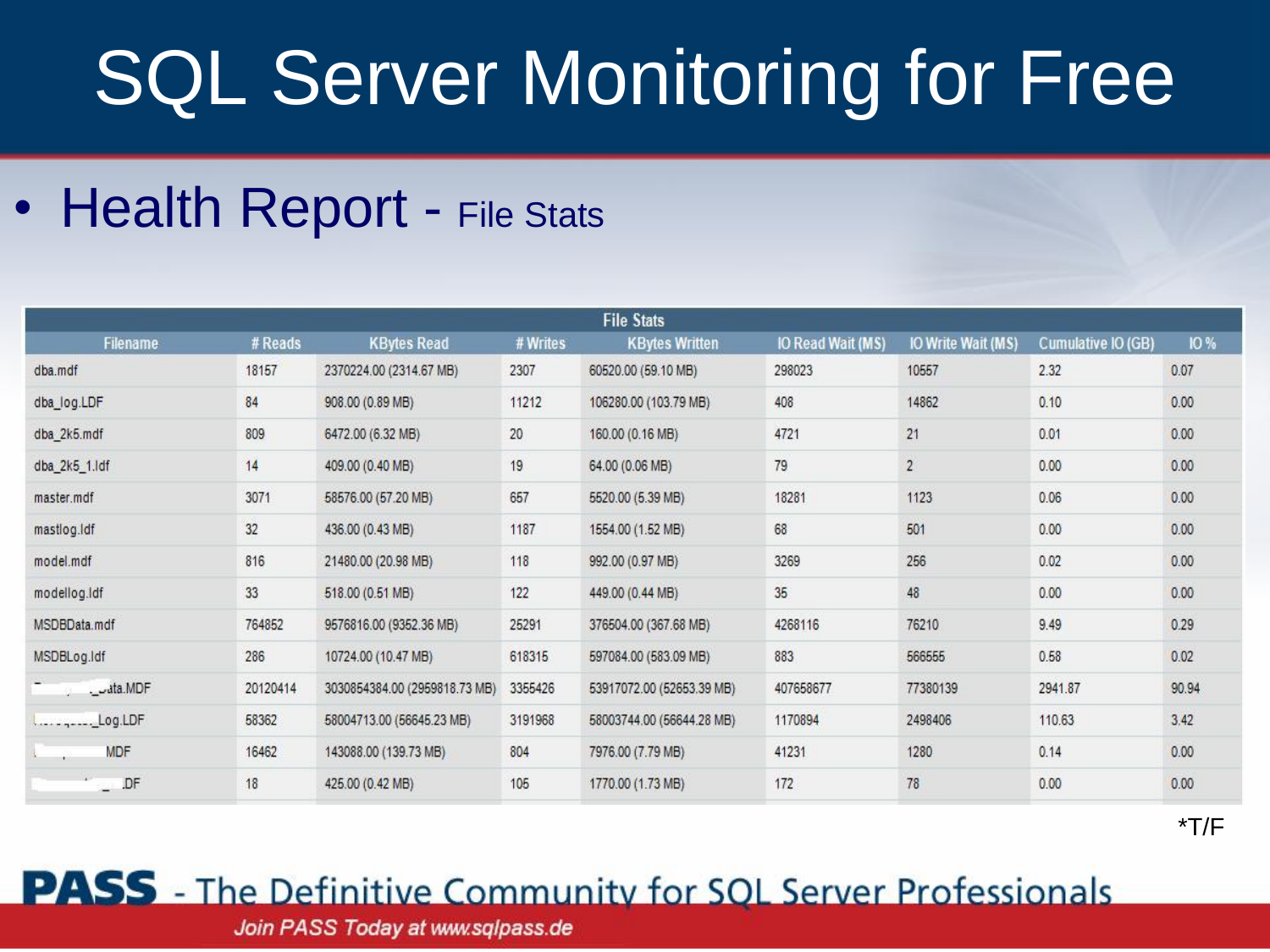# SQL Server Monitoring for Free

- Health Report - File Stats

| File Stats | | | | | | | | |
|---|---|---|---|---|---|---|---|---|
| Filename | # Reads | KBytes Read | # Writes | KBytes Written | IO Read Wait (MS) | IO Write Wait (MS) | Cumulative IO (GB) | IO % |
| dba.mdf | 18157 | 2370224.00 (2314.67 MB) | 2307 | 60520.00 (59.10 MB) | 298023 | 10557 | 2.32 | 0.07 |
| dba_log.LDF | 84 | 908.00 (0.89 MB) | 11212 | 106280.00 (103.79 MB) | 408 | 14862 | 0.10 | 0.00 |
| dba_2k5.mdf | 809 | 6472.00 (6.32 MB) | 20 | 160.00 (0.16 MB) | 4721 | 21 | 0.01 | 0.00 |
| dba_2k5_1.ldf | 14 | 409.00 (0.40 MB) | 19 | 64.00 (0.06 MB) | 79 | 2 | 0.00 | 0.00 |
| master.mdf | 3071 | 58576.00 (57.20 MB) | 657 | 5520.00 (5.39 MB) | 18281 | 1123 | 0.06 | 0.00 |
| mastlog.ldf | 32 | 436.00 (0.43 MB) | 1187 | 1554.00 (1.52 MB) | 68 | 501 | 0.00 | 0.00 |
| model.mdf | 816 | 21480.00 (20.98 MB) | 118 | 992.00 (0.97 MB) | 3269 | 256 | 0.02 | 0.00 |
| modellog.ldf | 33 | 518.00 (0.51 MB) | 122 | 449.00 (0.44 MB) | 35 | 48 | 0.00 | 0.00 |
| MSDBData.mdf | 764852 | 9576816.00 (9352.36 MB) | 25291 | 376504.00 (367.68 MB) | 4268116 | 76210 | 9.49 | 0.29 |
| MSDBLog.ldf | 286 | 10724.00 (10.47 MB) | 618315 | 597084.00 (583.09 MB) | 883 | 566555 | 0.58 | 0.02 |
| ..._Data.MDF | 20120414 | 3030854384.00 (2959818.73 MB) | 3355426 | 53917072.00 (52653.39 MB) | 407658677 | 77380139 | 2941.87 | 90.94 |
| ..._Log.LDF | 58362 | 58004713.00 (56645.23 MB) | 3191968 | 58003744.00 (56644.28 MB) | 1170894 | 2498406 | 110.63 | 3.42 |
| ...MDF | 16462 | 143088.00 (139.73 MB) | 804 | 7976.00 (7.79 MB) | 41231 | 1280 | 0.14 | 0.00 |
| ...DF | 18 | 425.00 (0.42 MB) | 105 | 1770.00 (1.73 MB) | 172 | 78 | 0.00 | 0.00 |

*T/F

**PASS** - The Definitive Community for SQL Server Professionals

*Join PASS Today at www.sqlpass.de*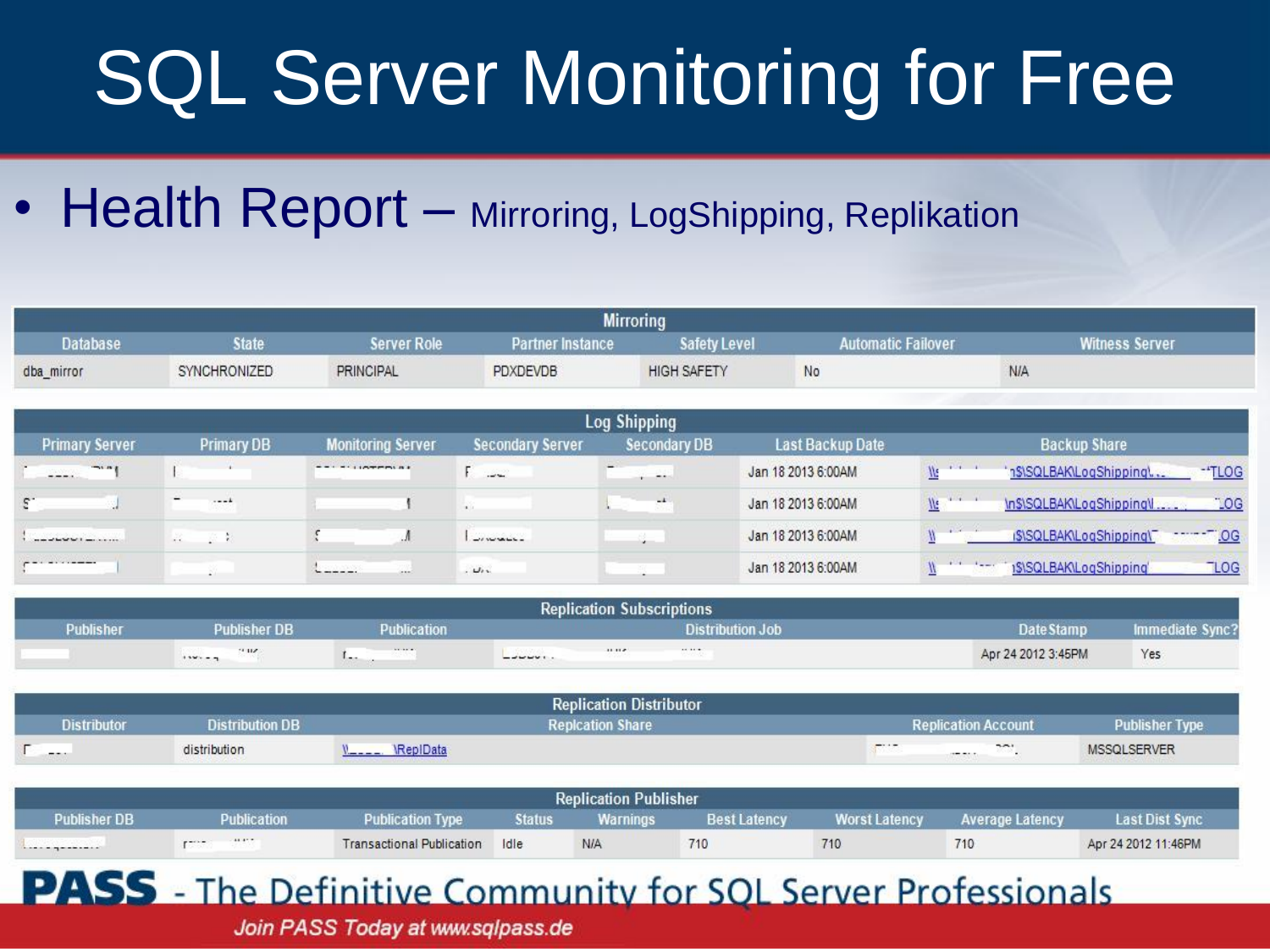# SQL Server Monitoring for Free

- Health Report – Mirroring, LogShipping, Replikation

| Mirroring | | | | | | |
|---|---|---|---|---|---|---|
| Database | State | Server Role | Partner Instance | Safety Level | Automatic Failover | Witness Server |
| dba_mirror | SYNCHRONIZED | PRINCIPAL | PDXDEVDB | HIGH SAFETY | No | N/A |

| Log Shipping | | | | | | |
|---|---|---|---|---|---|---|
| Primary Server | Primary DB | Monitoring Server | Secondary Server | Secondary DB | Last Backup Date | Backup Share |
| | | | | | Jan 18 2013 6:00AM | \\...\$\SQLBAK\LogShipping\...TLOG |
| | | | | | Jan 18 2013 6:00AM | \\...\$\SQLBAK\LogShipping\...LOG |
| | | | | | Jan 18 2013 6:00AM | \\...\$\SQLBAK\LogShipping\...LOG |
| | | | | | Jan 18 2013 6:00AM | \\...\$\SQLBAK\LogShipping\...LOG |

| Replication Subscriptions | | | | | |
|---|---|---|---|---|---|
| Publisher | Publisher DB | Publication | Distribution Job | Date Stamp | Immediate Sync? |
| | | | | Apr 24 2012 3:45PM | Yes |

| Replication Distributor | | | | |
|---|---|---|---|---|
| Distributor | Distribution DB | Replcation Share | Replication Account | Publisher Type |
| | distribution | \\...\ReplData | | MSSQLSERVER |

| Replication Publisher | | | | | | | | |
|---|---|---|---|---|---|---|---|---|
| Publisher DB | Publication | Publication Type | Status | Warnings | Best Latency | Worst Latency | Average Latency | Last Dist Sync |
| | | Transactional Publication | Idle | N/A | 710 | 710 | 710 | Apr 24 2012 11:46PM |

**PASS** - The Definitive Community for SQL Server Professionals

*Join PASS Today at www.sqlpass.de*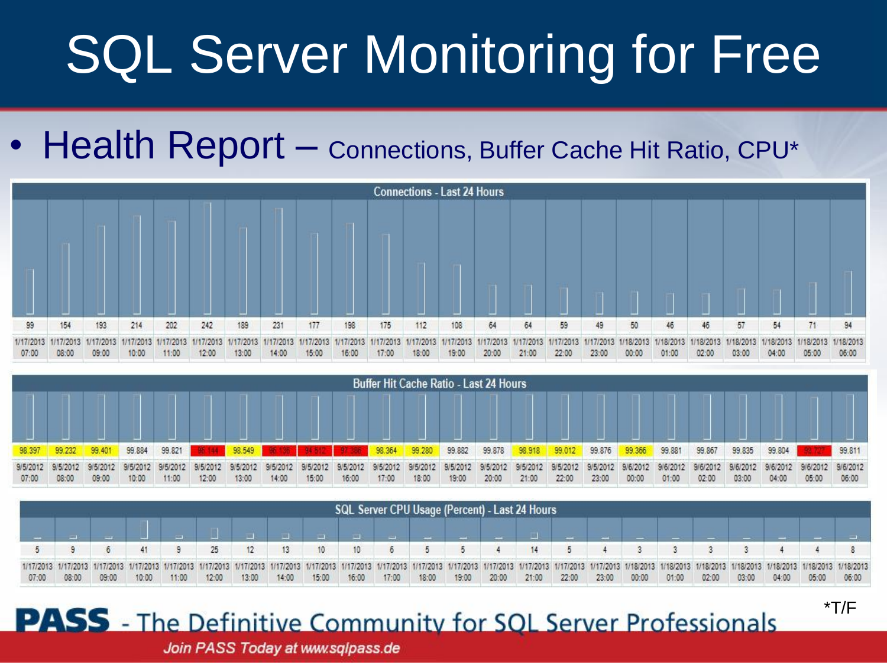# SQL Server Monitoring for Free

- Health Report – Connections, Buffer Cache Hit Ratio, CPU*

**Connections - Last 24 Hours**

| 1/17/2013 07:00 | 1/17/2013 08:00 | 1/17/2013 09:00 | 1/17/2013 10:00 | 1/17/2013 11:00 | 1/17/2013 12:00 | 1/17/2013 13:00 | 1/17/2013 14:00 | 1/17/2013 15:00 | 1/17/2013 16:00 | 1/17/2013 17:00 | 1/17/2013 18:00 | 1/17/2013 19:00 | 1/17/2013 20:00 | 1/17/2013 21:00 | 1/17/2013 22:00 | 1/17/2013 23:00 | 1/18/2013 00:00 | 1/18/2013 01:00 | 1/18/2013 02:00 | 1/18/2013 03:00 | 1/18/2013 04:00 | 1/18/2013 05:00 | 1/18/2013 06:00 |
|---|---|---|---|---|---|---|---|---|---|---|---|---|---|---|---|---|---|---|---|---|---|---|---|
| 99 | 154 | 193 | 214 | 202 | 242 | 189 | 231 | 177 | 198 | 175 | 112 | 108 | 64 | 64 | 59 | 49 | 50 | 46 | 46 | 57 | 54 | 71 | 94 |

**Buffer Hit Cache Ratio - Last 24 Hours**

| 9/5/2012 07:00 | 9/5/2012 08:00 | 9/5/2012 09:00 | 9/5/2012 10:00 | 9/5/2012 11:00 | 9/5/2012 12:00 | 9/5/2012 13:00 | 9/5/2012 14:00 | 9/5/2012 15:00 | 9/5/2012 16:00 | 9/5/2012 17:00 | 9/5/2012 18:00 | 9/5/2012 19:00 | 9/5/2012 20:00 | 9/5/2012 21:00 | 9/5/2012 22:00 | 9/5/2012 23:00 | 9/6/2012 00:00 | 9/6/2012 01:00 | 9/6/2012 02:00 | 9/6/2012 03:00 | 9/6/2012 04:00 | 9/6/2012 05:00 | 9/6/2012 06:00 |
|---|---|---|---|---|---|---|---|---|---|---|---|---|---|---|---|---|---|---|---|---|---|---|---|
| 98.397 | 99.232 | 99.401 | 99.884 | 99.821 | 96.144 | 98.549 | 96.136 | 94.512 | 97.386 | 98.364 | 99.280 | 99.882 | 99.878 | 98.918 | 99.012 | 99.876 | 99.366 | 99.881 | 99.867 | 99.835 | 99.804 | 93.727 | 99.811 |

**SQL Server CPU Usage (Percent) - Last 24 Hours**

| 1/17/2013 07:00 | 1/17/2013 08:00 | 1/17/2013 09:00 | 1/17/2013 10:00 | 1/17/2013 11:00 | 1/17/2013 12:00 | 1/17/2013 13:00 | 1/17/2013 14:00 | 1/17/2013 15:00 | 1/17/2013 16:00 | 1/17/2013 17:00 | 1/17/2013 18:00 | 1/17/2013 19:00 | 1/17/2013 20:00 | 1/17/2013 21:00 | 1/17/2013 22:00 | 1/17/2013 23:00 | 1/18/2013 00:00 | 1/18/2013 01:00 | 1/18/2013 02:00 | 1/18/2013 03:00 | 1/18/2013 04:00 | 1/18/2013 05:00 | 1/18/2013 06:00 |
|---|---|---|---|---|---|---|---|---|---|---|---|---|---|---|---|---|---|---|---|---|---|---|---|
| 5 | 9 | 6 | 41 | 9 | 25 | 12 | 13 | 10 | 10 | 6 | 5 | 5 | 4 | 14 | 5 | 4 | 3 | 3 | 3 | 3 | 4 | 4 | 8 |

*T/F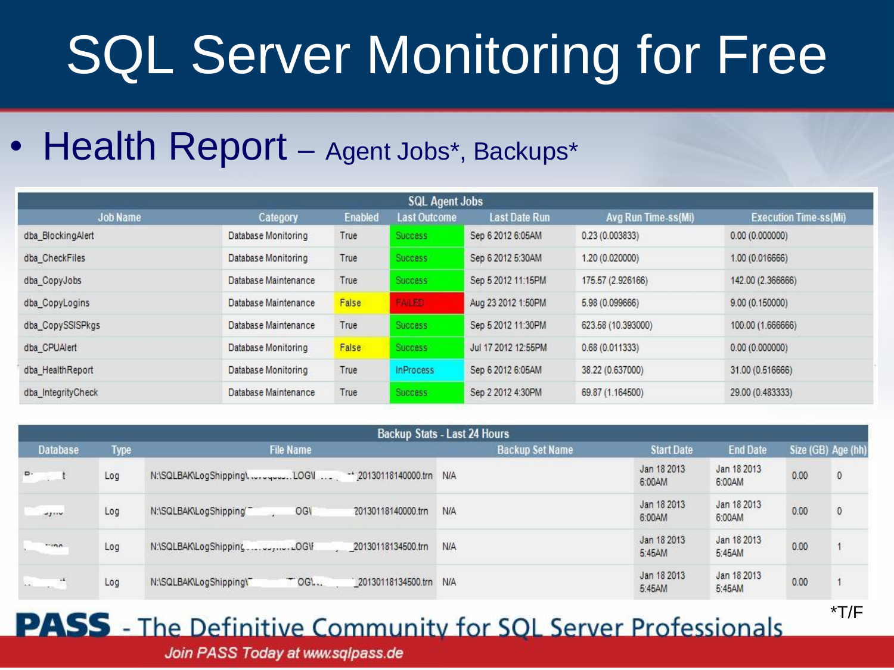# SQL Server Monitoring for Free

- **Health Report** – Agent Jobs*, Backups*

| SQL Agent Jobs | | | | | | |
|---|---|---|---|---|---|---|
| Job Name | Category | Enabled | Last Outcome | Last Date Run | Avg Run Time-ss(Mi) | Execution Time-ss(Mi) |
| dba_BlockingAlert | Database Monitoring | True | Success | Sep 6 2012 6:05AM | 0.23 (0.003833) | 0.00 (0.000000) |
| dba_CheckFiles | Database Monitoring | True | Success | Sep 6 2012 5:30AM | 1.20 (0.020000) | 1.00 (0.016666) |
| dba_CopyJobs | Database Maintenance | True | Success | Sep 5 2012 11:15PM | 175.57 (2.926166) | 142.00 (2.366666) |
| dba_CopyLogins | Database Maintenance | False | FAILED | Aug 23 2012 1:50PM | 5.98 (0.099666) | 9.00 (0.150000) |
| dba_CopySSISPkgs | Database Maintenance | True | Success | Sep 5 2012 11:30PM | 623.58 (10.393000) | 100.00 (1.666666) |
| dba_CPUAlert | Database Monitoring | False | Success | Jul 17 2012 12:55PM | 0.68 (0.011333) | 0.00 (0.000000) |
| dba_HealthReport | Database Monitoring | True | InProcess | Sep 6 2012 6:05AM | 38.22 (0.637000) | 31.00 (0.516666) |
| dba_IntegrityCheck | Database Maintenance | True | Success | Sep 2 2012 4:30PM | 69.87 (1.164500) | 29.00 (0.483333) |

| Backup Stats - Last 24 Hours | | | | | | | |
|---|---|---|---|---|---|---|---|
| Database | Type | File Name | Backup Set Name | Start Date | End Date | Size (GB) | Age (hh) |
| | Log | N:\SQLBAK\LogShipping\...LOG\..._20130118140000.trn | N/A | Jan 18 2013 6:00AM | Jan 18 2013 6:00AM | 0.00 | 0 |
| | Log | N:\SQLBAK\LogShipping\...OG\...20130118140000.trn | N/A | Jan 18 2013 6:00AM | Jan 18 2013 6:00AM | 0.00 | 0 |
| | Log | N:\SQLBAK\LogShipping\...LOG\..._20130118134500.trn | N/A | Jan 18 2013 5:45AM | Jan 18 2013 5:45AM | 0.00 | 1 |
| | Log | N:\SQLBAK\LogShipping\...OG\..._20130118134500.trn | N/A | Jan 18 2013 5:45AM | Jan 18 2013 5:45AM | 0.00 | 1 |

*T/F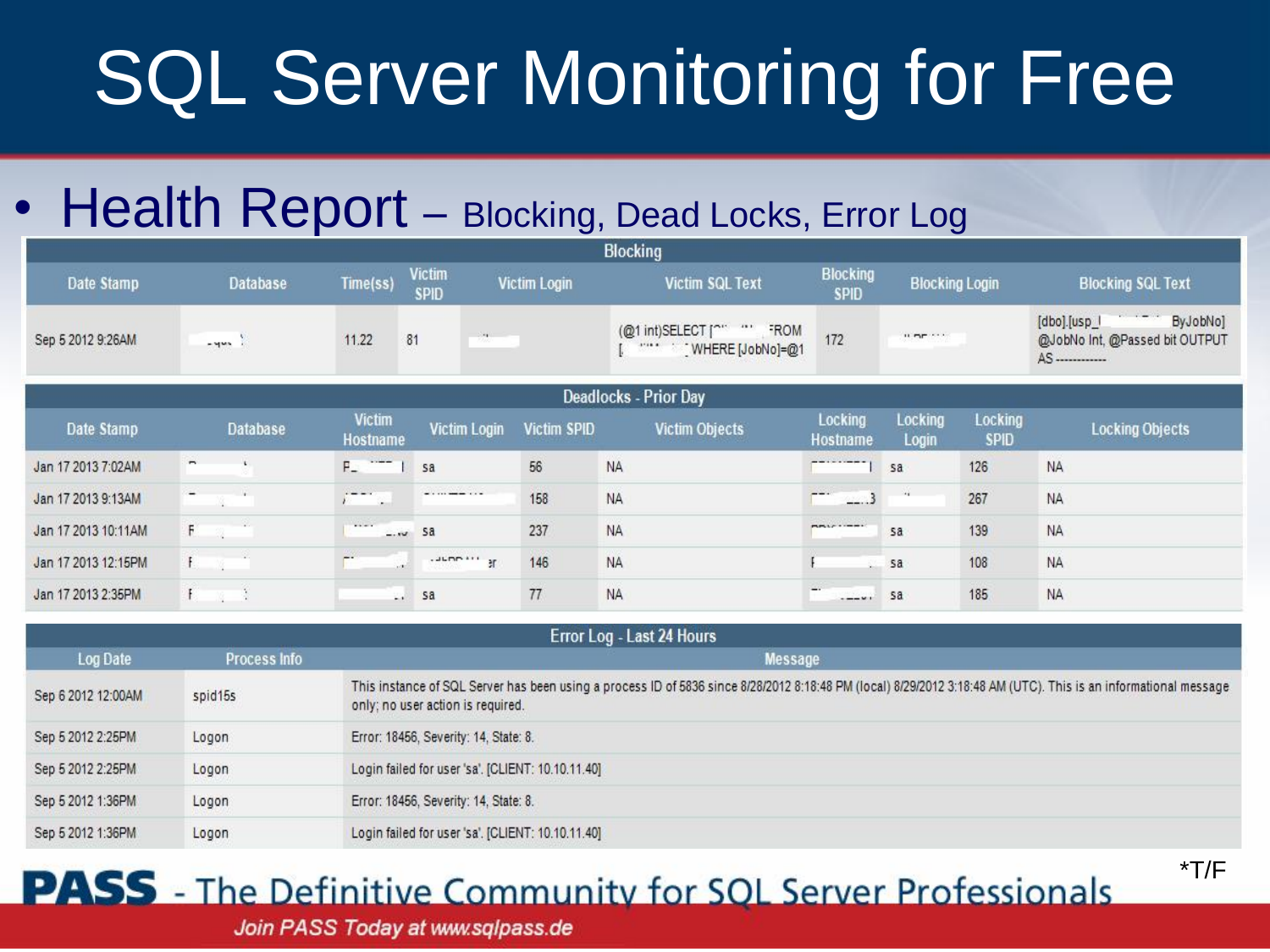# SQL Server Monitoring for Free

- **Health Report** – Blocking, Dead Locks, Error Log

| Blocking | | | | | | | | | |
|---|---|---|---|---|---|---|---|---|---|
| Date Stamp | Database | Time(ss) | Victim SPID | Victim Login | Victim SQL Text | Blocking SPID | Blocking Login | Blocking SQL Text |
| Sep 5 2012 9:26AM | | 11.22 | 81 | | (@1 int)SELECT [ FROM [ WHERE [JobNo]=@1 | 172 | | [dbo].[usp_ ByJobNo] @JobNo Int, @Passed bit OUTPUT AS ------------ |

| Deadlocks - Prior Day | | | | | | | | | |
|---|---|---|---|---|---|---|---|---|---|
| Date Stamp | Database | Victim Hostname | Victim Login | Victim SPID | Victim Objects | Locking Hostname | Locking Login | Locking SPID | Locking Objects |
| Jan 17 2013 7:02AM | | | sa | 56 | NA | | sa | 126 | NA |
| Jan 17 2013 9:13AM | | | | 158 | NA | | | 267 | NA |
| Jan 17 2013 10:11AM | | | sa | 237 | NA | | sa | 139 | NA |
| Jan 17 2013 12:15PM | | | | 146 | NA | | sa | 108 | NA |
| Jan 17 2013 2:35PM | | | sa | 77 | NA | | sa | 185 | NA |

| Error Log - Last 24 Hours | | |
|---|---|---|
| Log Date | Process Info | Message |
| Sep 6 2012 12:00AM | spid15s | This instance of SQL Server has been using a process ID of 5836 since 8/28/2012 8:18:48 PM (local) 8/29/2012 3:18:48 AM (UTC). This is an informational message only; no user action is required. |
| Sep 5 2012 2:25PM | Logon | Error: 18456, Severity: 14, State: 8. |
| Sep 5 2012 2:25PM | Logon | Login failed for user 'sa'. [CLIENT: 10.10.11.40] |
| Sep 5 2012 1:36PM | Logon | Error: 18456, Severity: 14, State: 8. |
| Sep 5 2012 1:36PM | Logon | Login failed for user 'sa'. [CLIENT: 10.10.11.40] |

*T/F

**PASS** - The Definitive Community for SQL Server Professionals

*Join PASS Today at www.sqlpass.de*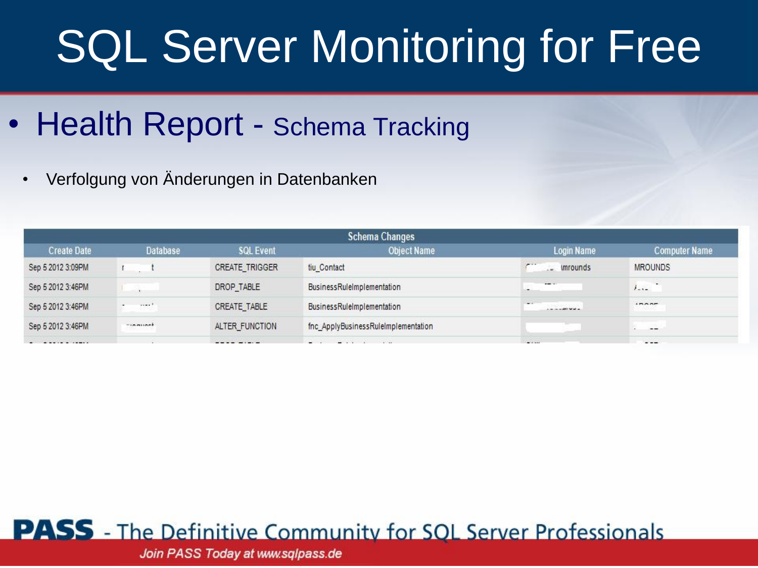# SQL Server Monitoring for Free

- Health Report - Schema Tracking
  - Verfolgung von Änderungen in Datenbanken

| Schema Changes | | | | | |
|---|---|---|---|---|---|
| Create Date | Database | SQL Event | Object Name | Login Name | Computer Name |
| Sep 5 2012 3:09PM | | CREATE_TRIGGER | tiu_Contact | \mrounds | MROUNDS |
| Sep 5 2012 3:46PM | | DROP_TABLE | BusinessRuleImplementation | | |
| Sep 5 2012 3:46PM | | CREATE_TABLE | BusinessRuleImplementation | | |
| Sep 5 2012 3:46PM | | ALTER_FUNCTION | fnc_ApplyBusinessRuleImplementation | | |

PASS - The Definitive Community for SQL Server Professionals

Join PASS Today at www.sqlpass.de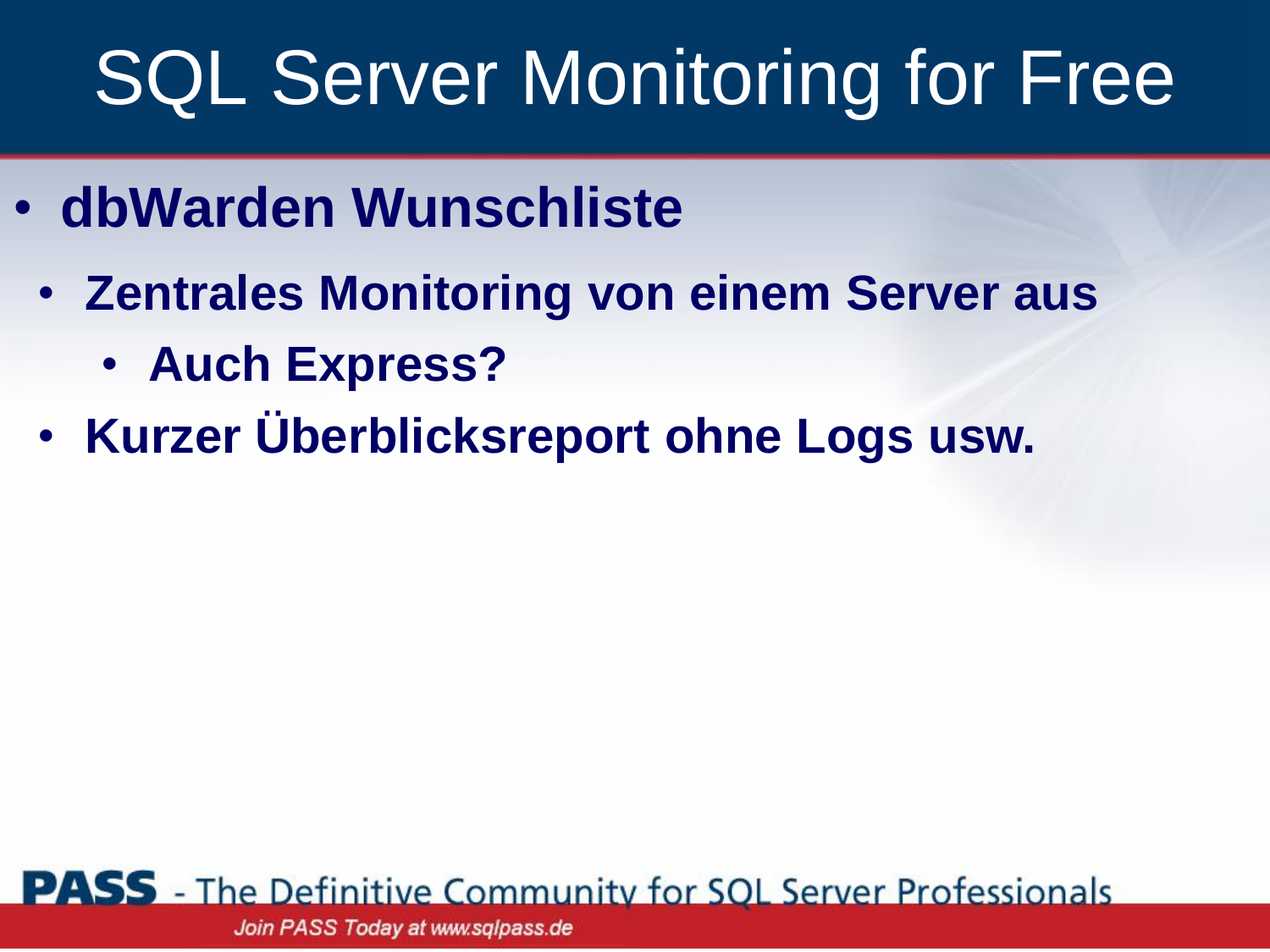# SQL Server Monitoring for Free

- **dbWarden Wunschliste**
  - **Zentrales Monitoring von einem Server aus**
    - **Auch Express?**
  - **Kurzer Überblicksreport ohne Logs usw.**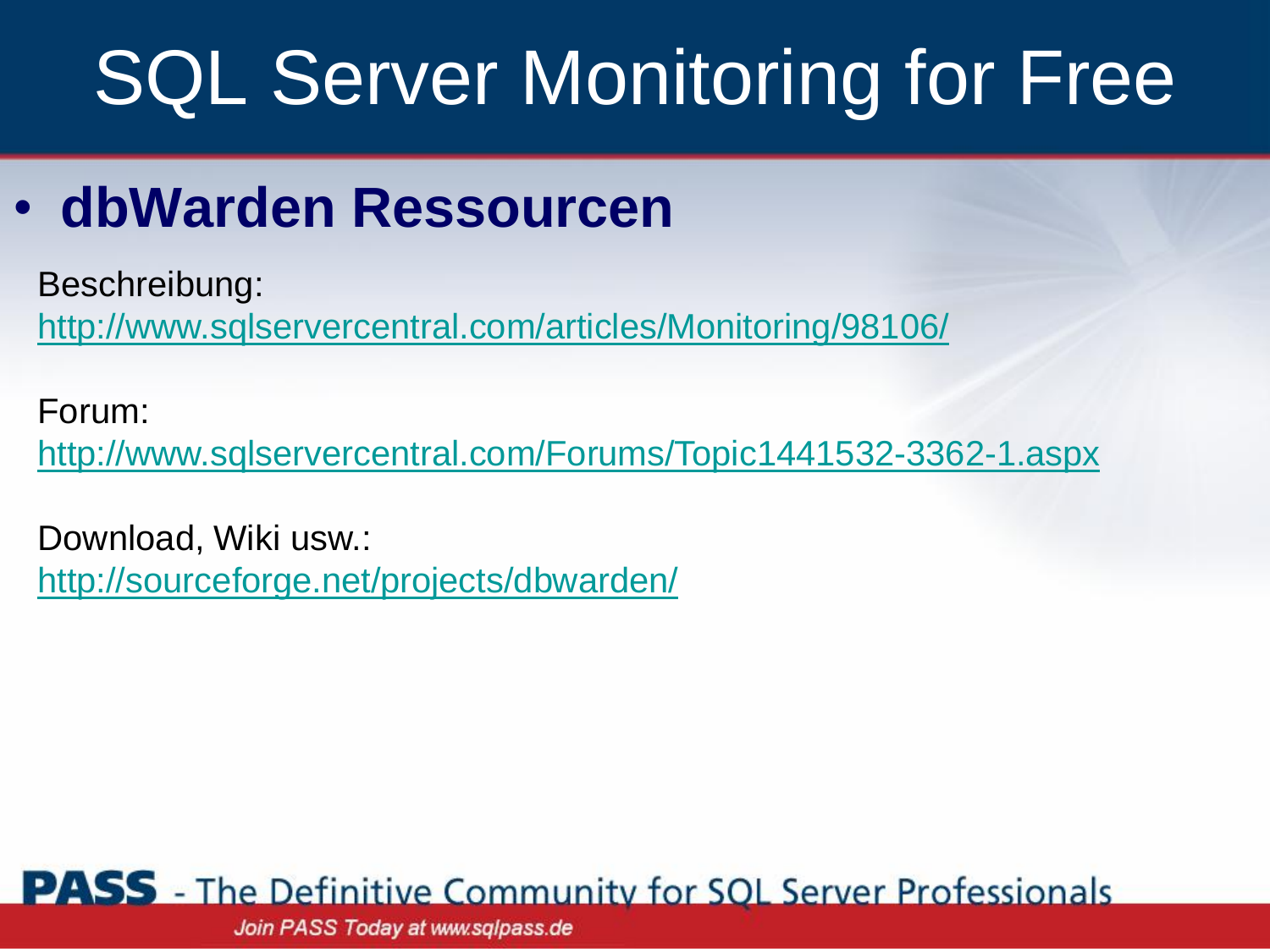# SQL Server Monitoring for Free

- **dbWarden Ressourcen**

Beschreibung:
http://www.sqlservercentral.com/articles/Monitoring/98106/

Forum:
http://www.sqlservercentral.com/Forums/Topic1441532-3362-1.aspx

Download, Wiki usw.:
http://sourceforge.net/projects/dbwarden/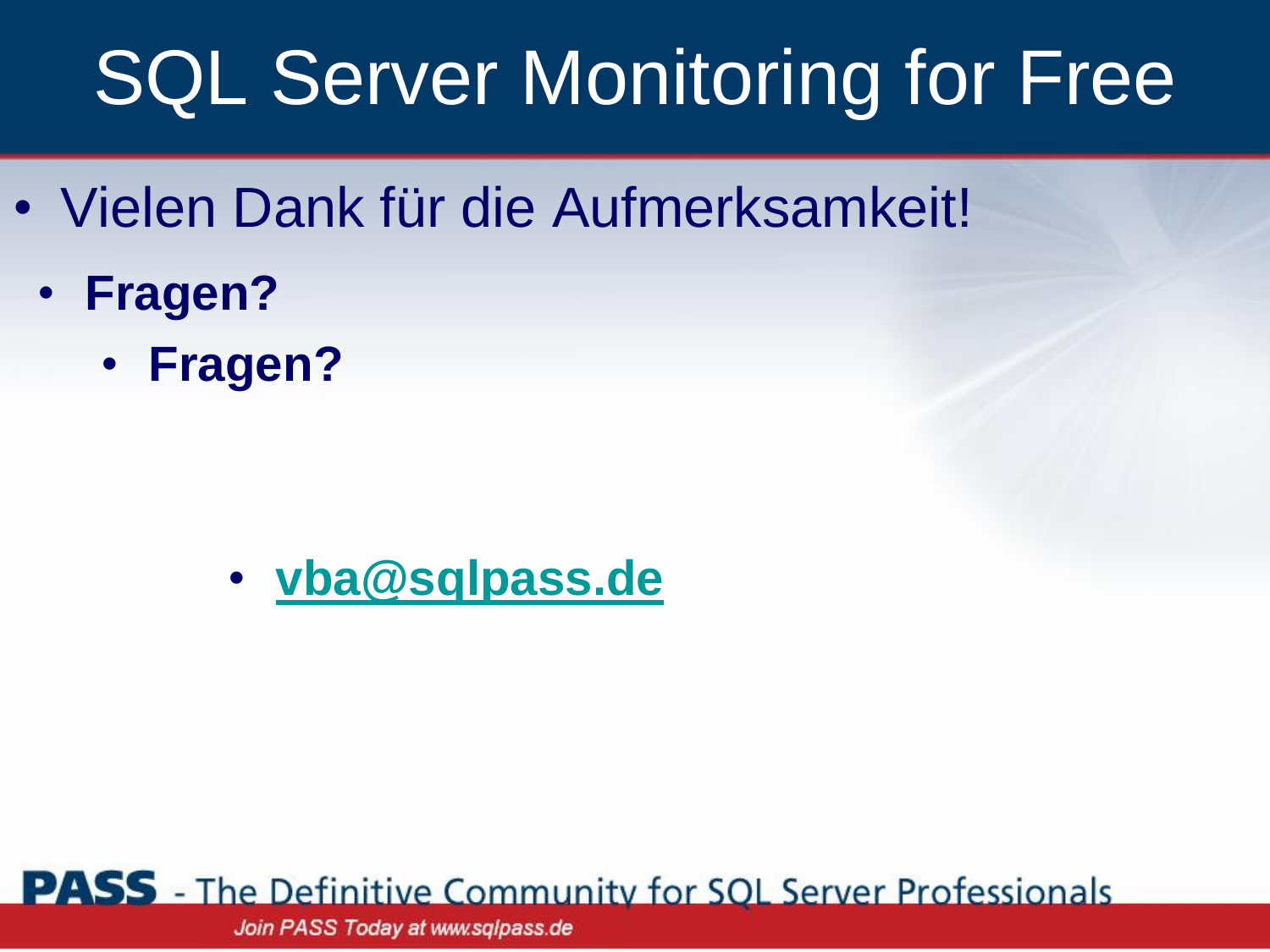# SQL Server Monitoring for Free

- Vielen Dank für die Aufmerksamkeit!
  - **Fragen?**
    - **Fragen?**

      - **vba@sqlpass.de**

**PASS** - The Definitive Community for SQL Server Professionals

*Join PASS Today at www.sqlpass.de*